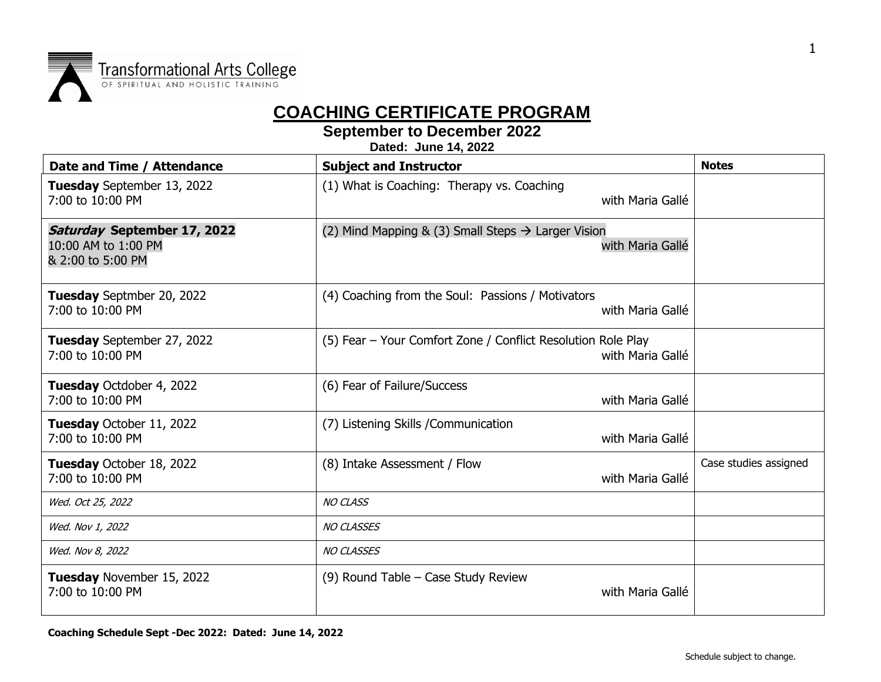Transformational Arts College
OF SPIRITUAL AND HOLISTIC TRAINING

# COACHING CERTIFICATE PROGRAM

## September to December 2022

**Dated: June 14, 2022**

| Date and Time / Attendance | Subject and Instructor | Notes |
|---|---|---|
| **Tuesday** September 13, 2022<br>7:00 to 10:00 PM | (1) What is Coaching: Therapy vs. Coaching<br>with Maria Gallé | |
| ***Saturday* September 17, 2022**<br>10:00 AM to 1:00 PM<br>& 2:00 to 5:00 PM | (2) Mind Mapping & (3) Small Steps → Larger Vision<br>with Maria Gallé | |
| **Tuesday** Septmber 20, 2022<br>7:00 to 10:00 PM | (4) Coaching from the Soul: Passions / Motivators<br>with Maria Gallé | |
| **Tuesday** September 27, 2022<br>7:00 to 10:00 PM | (5) Fear – Your Comfort Zone / Conflict Resolution Role Play<br>with Maria Gallé | |
| **Tuesday** Octdober 4, 2022<br>7:00 to 10:00 PM | (6) Fear of Failure/Success<br>with Maria Gallé | |
| **Tuesday** October 11, 2022<br>7:00 to 10:00 PM | (7) Listening Skills /Communication<br>with Maria Gallé | |
| **Tuesday** October 18, 2022<br>7:00 to 10:00 PM | (8) Intake Assessment / Flow<br>with Maria Gallé | Case studies assigned |
| *Wed. Oct 25, 2022* | *NO CLASS* | |
| *Wed. Nov 1, 2022* | *NO CLASSES* | |
| *Wed. Nov 8, 2022* | *NO CLASSES* | |
| **Tuesday** November 15, 2022<br>7:00 to 10:00 PM | (9) Round Table – Case Study Review<br>with Maria Gallé | |

Schedule subject to change.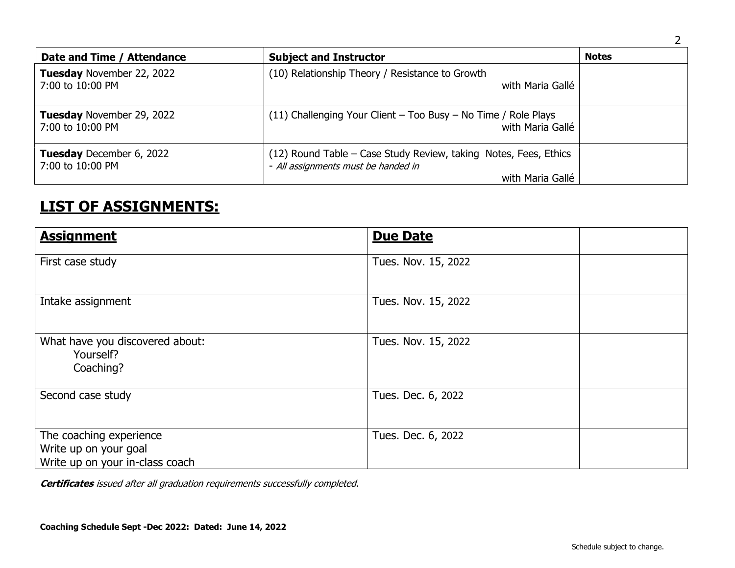| **Date and Time / Attendance** | **Subject and Instructor** | **Notes** |
|---|---|---|
| **Tuesday** November 22, 2022<br>7:00 to 10:00 PM | (10) Relationship Theory / Resistance to Growth<br>with Maria Gallé | |
| **Tuesday** November 29, 2022<br>7:00 to 10:00 PM | (11) Challenging Your Client – Too Busy – No Time / Role Plays<br>with Maria Gallé | |
| **Tuesday** December 6, 2022<br>7:00 to 10:00 PM | (12) Round Table – Case Study Review, taking Notes, Fees, Ethics<br>- *All assignments must be handed in*<br>with Maria Gallé | |

## LIST OF ASSIGNMENTS:

| **Assignment** | **Due Date** | |
|---|---|---|
| First case study | Tues. Nov. 15, 2022 | |
| Intake assignment | Tues. Nov. 15, 2022 | |
| What have you discovered about:<br>Yourself?<br>Coaching? | Tues. Nov. 15, 2022 | |
| Second case study | Tues. Dec. 6, 2022 | |
| The coaching experience<br>Write up on your goal<br>Write up on your in-class coach | Tues. Dec. 6, 2022 | |

***Certificates*** *issued after all graduation requirements successfully completed.*

**Coaching Schedule Sept -Dec 2022: Dated: June 14, 2022**

Schedule subject to change.